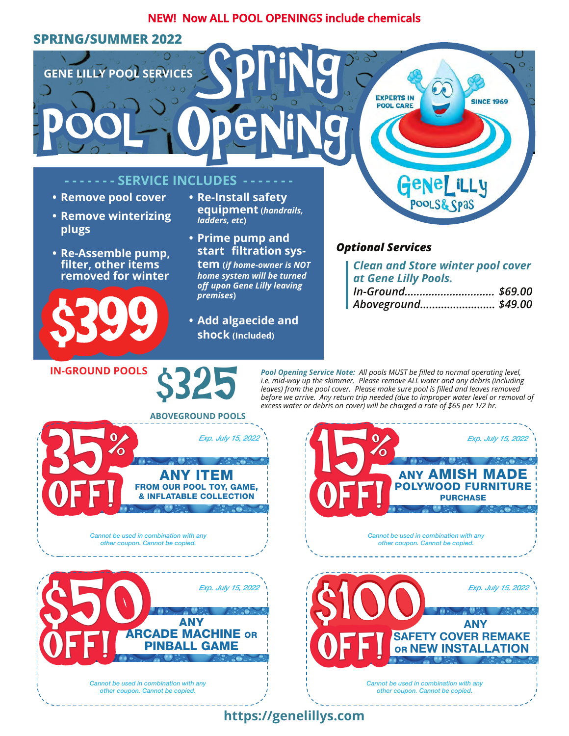**NEW! Now ALL POOL OPENINGS include chemicals**

**SPRING/SUMMER 2022**

GENE LILLY POOL SERVICES

# Spring Pool Opening

EXPERTS IN POOL CARE · SINCE 1969

Gene Lilly Pools & Spas

## SERVICE INCLUDES

- **Remove pool cover**
- **Remove winterizing plugs**
- **Re-Assemble pump, filter, other items removed for winter**
- **Re-Install safety equipment** (*handrails, ladders, etc*)
- **Prime pump and start filtration system** (*if home-owner is NOT home system will be turned off upon Gene Lilly leaving premises*)
- **Add algaecide and shock** (Included)

**$399**
**IN-GROUND POOLS**

**$325**
**ABOVEGROUND POOLS**

### *Optional Services*

*Clean and Store winter pool cover at Gene Lilly Pools.*

*In-Ground.............................. $69.00*
*Aboveground......................... $49.00*

***Pool Opening Service Note:*** *All pools MUST be filled to normal operating level, i.e. mid-way up the skimmer. Please remove ALL water and any debris (including leaves) from the pool cover. Please make sure pool is filled and leaves removed before we arrive. Any return trip needed (due to improper water level or removal of excess water or debris on cover) will be charged a rate of $65 per 1/2 hr.*

---

**35% OFF!** *Exp. July 15, 2022*

**ANY ITEM**
**FROM OUR POOL TOY, GAME, & INFLATABLE COLLECTION**

*Cannot be used in combination with any other coupon. Cannot be copied.*

---

**15% OFF!** *Exp. July 15, 2022*

**ANY AMISH MADE POLYWOOD FURNITURE PURCHASE**

*Cannot be used in combination with any other coupon. Cannot be copied.*

---

**$50 OFF!** *Exp. July 15, 2022*

**ANY ARCADE MACHINE OR PINBALL GAME**

*Cannot be used in combination with any other coupon. Cannot be copied.*

---

**$100 OFF!** *Exp. July 15, 2022*

**ANY SAFETY COVER REMAKE OR NEW INSTALLATION**

*Cannot be used in combination with any other coupon. Cannot be copied.*

---

**https://genelillys.com**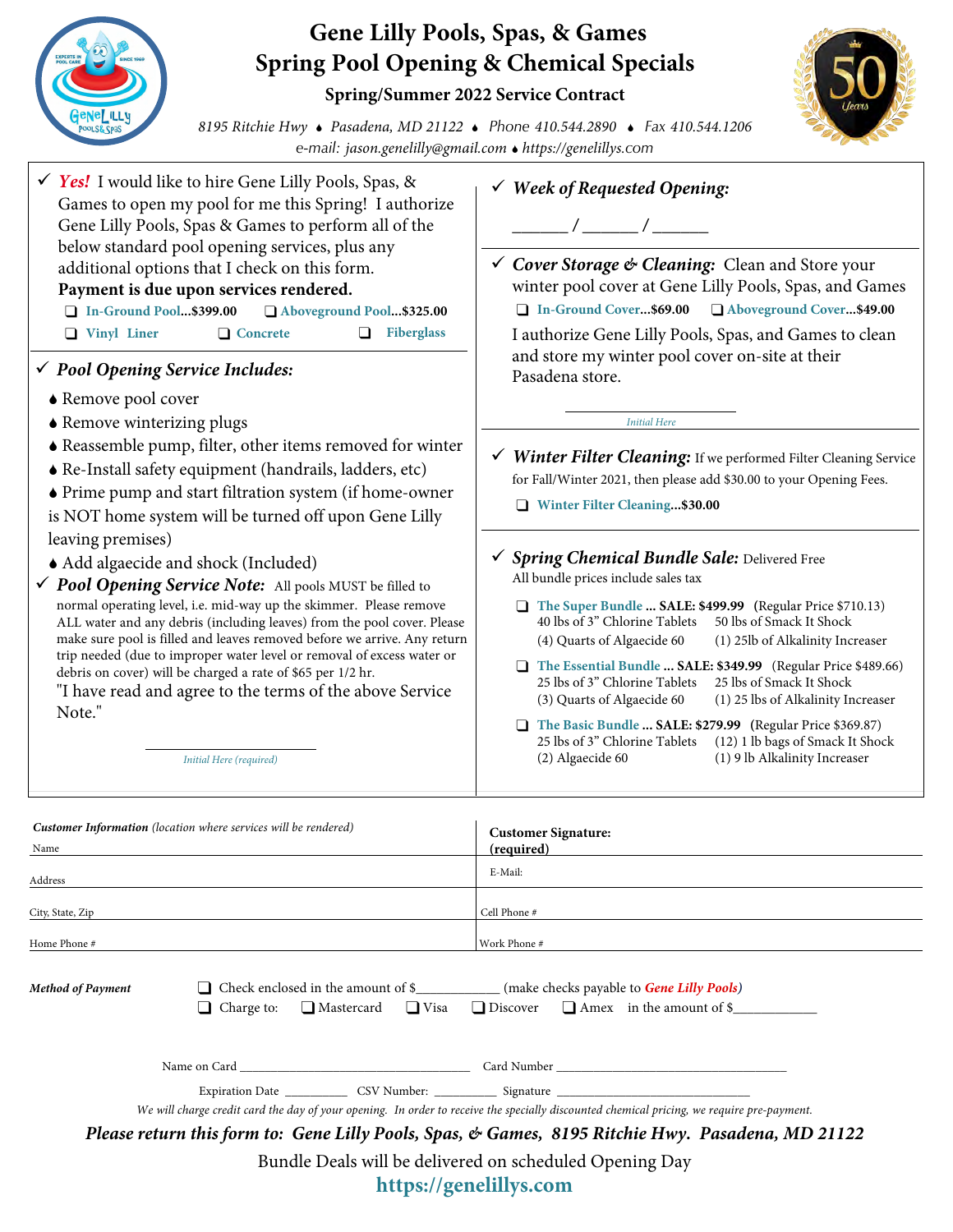# Gene Lilly Pools, Spas, & Games
## Spring Pool Opening & Chemical Specials
### Spring/Summer 2022 Service Contract

*8195 Ritchie Hwy ♦ Pasadena, MD 21122 ♦ Phone 410.544.2890 ♦ Fax 410.544.1206*
*e-mail: jason.genelilly@gmail.com ♦ https://genelillys.com*

✓ ***Yes!*** I would like to hire Gene Lilly Pools, Spas, & Games to open my pool for me this Spring! I authorize Gene Lilly Pools, Spas & Games to perform all of the below standard pool opening services, plus any additional options that I check on this form.
**Payment is due upon services rendered.**

❑ **In-Ground Pool...$399.00** ❑ **Aboveground Pool...$325.00**
❑ **Vinyl Liner** ❑ **Concrete** ❑ **Fiberglass**

✓ ***Pool Opening Service Includes:***

- ♦ Remove pool cover
- ♦ Remove winterizing plugs
- ♦ Reassemble pump, filter, other items removed for winter
- ♦ Re-Install safety equipment (handrails, ladders, etc)
- ♦ Prime pump and start filtration system (if home-owner is NOT home system will be turned off upon Gene Lilly leaving premises)
- ♦ Add algaecide and shock (Included)

✓ ***Pool Opening Service Note:*** All pools MUST be filled to normal operating level, i.e. mid-way up the skimmer. Please remove ALL water and any debris (including leaves) from the pool cover. Please make sure pool is filled and leaves removed before we arrive. Any return trip needed (due to improper water level or removal of excess water or debris on cover) will be charged a rate of $65 per 1/2 hr.
"I have read and agree to the terms of the above Service Note."

______________________
*Initial Here (required)*

✓ ***Week of Requested Opening:***

______ / ______ / ______

✓ ***Cover Storage & Cleaning:*** Clean and Store your winter pool cover at Gene Lilly Pools, Spas, and Games

❑ **In-Ground Cover...$69.00** ❑ **Aboveground Cover...$49.00**

I authorize Gene Lilly Pools, Spas, and Games to clean and store my winter pool cover on-site at their Pasadena store.

______________________
*Initial Here*

✓ ***Winter Filter Cleaning:*** If we performed Filter Cleaning Service for Fall/Winter 2021, then please add $30.00 to your Opening Fees.

❑ **Winter Filter Cleaning...$30.00**

✓ ***Spring Chemical Bundle Sale:*** Delivered Free
All bundle prices include sales tax

❑ **The Super Bundle ... SALE: $499.99** (Regular Price $710.13)
40 lbs of 3" Chlorine Tablets | 50 lbs of Smack It Shock
(4) Quarts of Algaecide 60 | (1) 25lb of Alkalinity Increaser

❑ **The Essential Bundle ... SALE: $349.99** (Regular Price $489.66)
25 lbs of 3" Chlorine Tablets | 25 lbs of Smack It Shock
(3) Quarts of Algaecide 60 | (1) 25 lbs of Alkalinity Increaser

❑ **The Basic Bundle ... SALE: $279.99** (Regular Price $369.87)
25 lbs of 3" Chlorine Tablets | (12) 1 lb bags of Smack It Shock
(2) Algaecide 60 | (1) 9 lb Alkalinity Increaser

***Customer Information*** *(location where services will be rendered)*

Name ______________________ **Customer Signature: (required)** ______________________

Address ______________________ E-Mail: ______________________

City, State, Zip ______________________ Cell Phone # ______________________

Home Phone # ______________________ Work Phone # ______________________

***Method of Payment***
❑ Check enclosed in the amount of $__________ (make checks payable to ***Gene Lilly Pools***)
❑ Charge to: ❑ Mastercard ❑ Visa ❑ Discover ❑ Amex in the amount of $__________

Name on Card ______________________ Card Number ______________________

Expiration Date ________ CSV Number: ________ Signature ______________________

*We will charge credit card the day of your opening. In order to receive the specially discounted chemical pricing, we require pre-payment.*

***Please return this form to: Gene Lilly Pools, Spas, & Games, 8195 Ritchie Hwy. Pasadena, MD 21122***

Bundle Deals will be delivered on scheduled Opening Day

**https://genelillys.com**